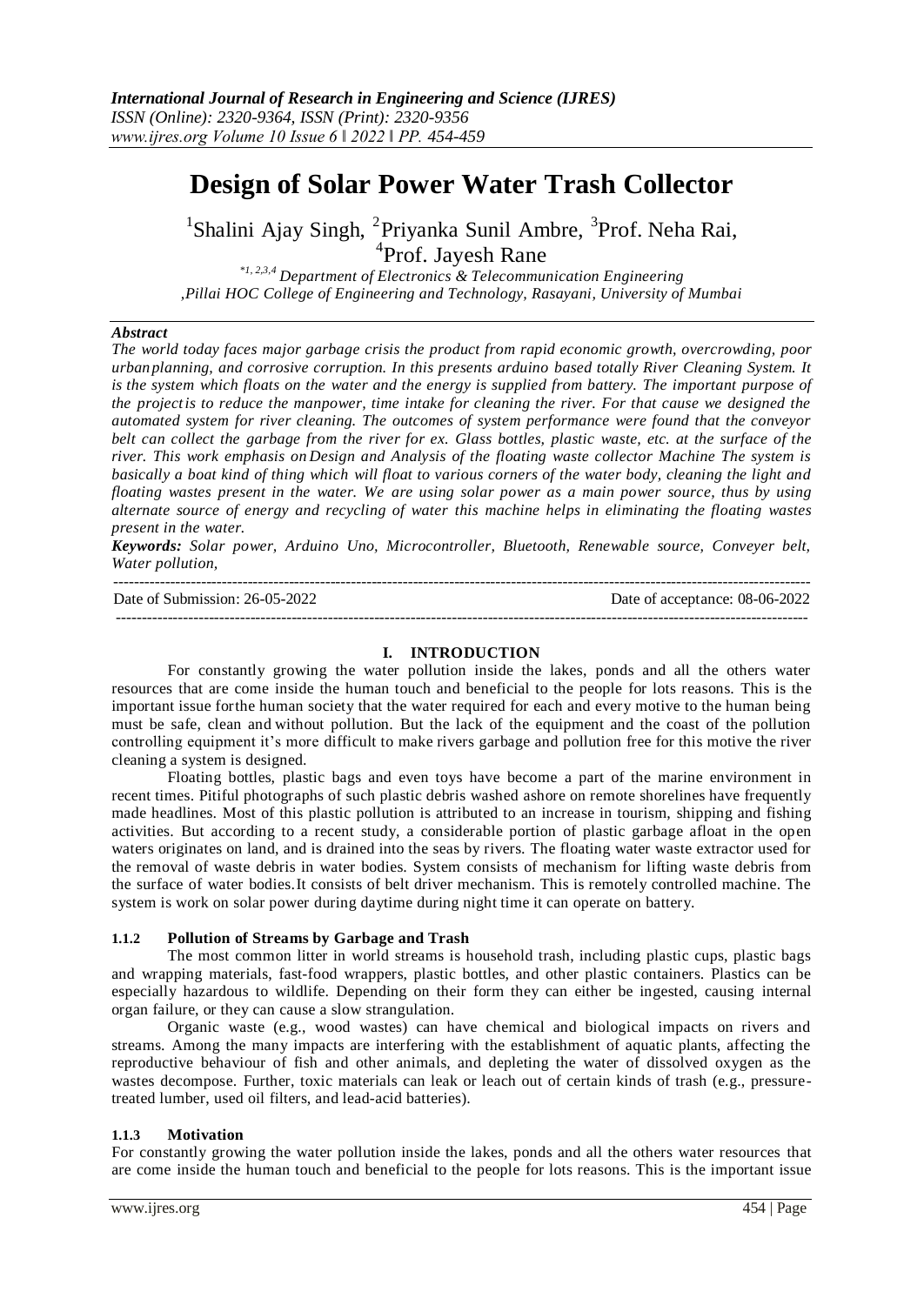# Design of Solar Power Water Trash Collector

[1]Shalini Ajay Singh, [2]Priyanka Sunil Ambre, [3]Prof. Neha Rai, [4]Prof. Jayesh Rane

[*1, 2,3,4] Department of Electronics & Telecommunication Engineering ,Pillai HOC College of Engineering and Technology, Rasayani, University of Mumbai

### *Abstract*

*The world today faces major garbage crisis the product from rapid economic growth, overcrowding, poor urbanplanning, and corrosive corruption. In this presents arduino based totally River Cleaning System. It is the system which floats on the water and the energy is supplied from battery. The important purpose of the projectis to reduce the manpower, time intake for cleaning the river. For that cause we designed the automated system for river cleaning. The outcomes of system performance were found that the conveyor belt can collect the garbage from the river for ex. Glass bottles, plastic waste, etc. at the surface of the river. This work emphasis on Design and Analysis of the floating waste collector Machine The system is basically a boat kind of thing which will float to various corners of the water body, cleaning the light and floating wastes present in the water. We are using solar power as a main power source, thus by using alternate source of energy and recycling of water this machine helps in eliminating the floating wastes present in the water.*

***Keywords:*** *Solar power, Arduino Uno, Microcontroller, Bluetooth, Renewable source, Conveyer belt, Water pollution,*

---

Date of Submission: 26-05-2022 Date of acceptance: 08-06-2022

---

## I. INTRODUCTION

For constantly growing the water pollution inside the lakes, ponds and all the others water resources that are come inside the human touch and beneficial to the people for lots reasons. This is the important issue forthe human society that the water required for each and every motive to the human being must be safe, clean and without pollution. But the lack of the equipment and the coast of the pollution controlling equipment it's more difficult to make rivers garbage and pollution free for this motive the river cleaning a system is designed.

Floating bottles, plastic bags and even toys have become a part of the marine environment in recent times. Pitiful photographs of such plastic debris washed ashore on remote shorelines have frequently made headlines. Most of this plastic pollution is attributed to an increase in tourism, shipping and fishing activities. But according to a recent study, a considerable portion of plastic garbage afloat in the open waters originates on land, and is drained into the seas by rivers. The floating water waste extractor used for the removal of waste debris in water bodies. System consists of mechanism for lifting waste debris from the surface of water bodies.It consists of belt driver mechanism. This is remotely controlled machine. The system is work on solar power during daytime during night time it can operate on battery.

### 1.1.2 Pollution of Streams by Garbage and Trash

The most common litter in world streams is household trash, including plastic cups, plastic bags and wrapping materials, fast-food wrappers, plastic bottles, and other plastic containers. Plastics can be especially hazardous to wildlife. Depending on their form they can either be ingested, causing internal organ failure, or they can cause a slow strangulation.

Organic waste (e.g., wood wastes) can have chemical and biological impacts on rivers and streams. Among the many impacts are interfering with the establishment of aquatic plants, affecting the reproductive behaviour of fish and other animals, and depleting the water of dissolved oxygen as the wastes decompose. Further, toxic materials can leak or leach out of certain kinds of trash (e.g., pressure-treated lumber, used oil filters, and lead-acid batteries).

### 1.1.3 Motivation

For constantly growing the water pollution inside the lakes, ponds and all the others water resources that are come inside the human touch and beneficial to the people for lots reasons. This is the important issue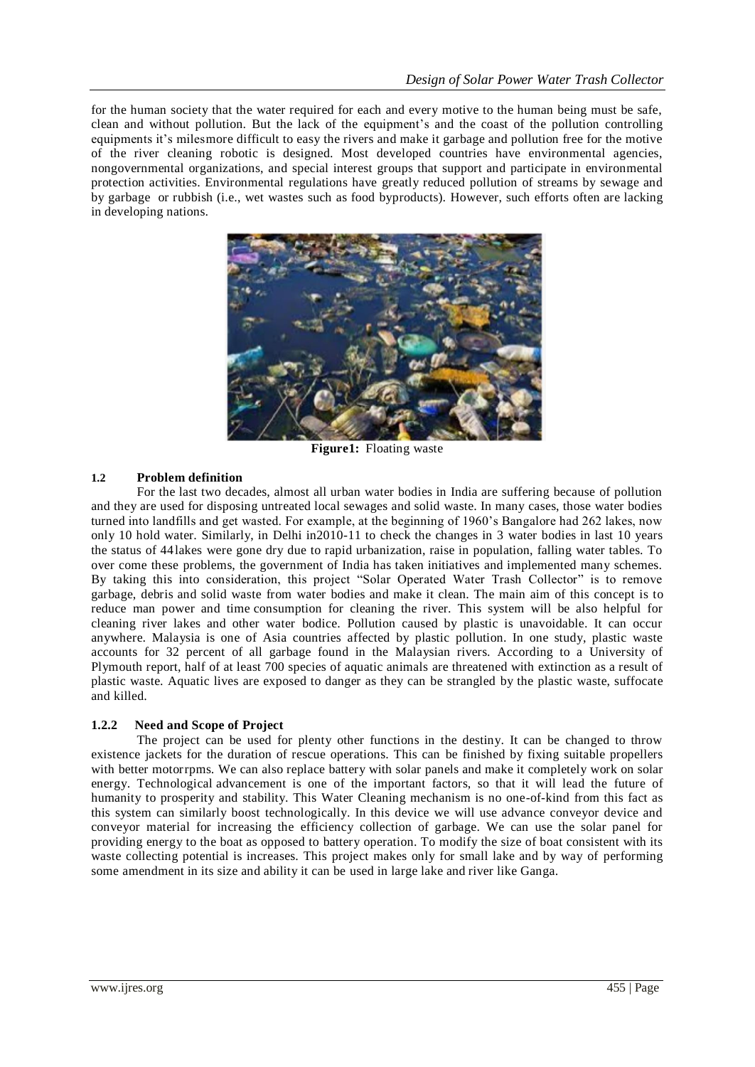for the human society that the water required for each and every motive to the human being must be safe, clean and without pollution. But the lack of the equipment's and the coast of the pollution controlling equipments it's milesmore difficult to easy the rivers and make it garbage and pollution free for the motive of the river cleaning robotic is designed. Most developed countries have environmental agencies, nongovernmental organizations, and special interest groups that support and participate in environmental protection activities. Environmental regulations have greatly reduced pollution of streams by sewage and by garbage or rubbish (i.e., wet wastes such as food byproducts). However, such efforts often are lacking in developing nations.

**Figure1:** Floating waste

### 1.2 Problem definition

For the last two decades, almost all urban water bodies in India are suffering because of pollution and they are used for disposing untreated local sewages and solid waste. In many cases, those water bodies turned into landfills and get wasted. For example, at the beginning of 1960's Bangalore had 262 lakes, now only 10 hold water. Similarly, in Delhi in2010-11 to check the changes in 3 water bodies in last 10 years the status of 44lakes were gone dry due to rapid urbanization, raise in population, falling water tables. To over come these problems, the government of India has taken initiatives and implemented many schemes. By taking this into consideration, this project "Solar Operated Water Trash Collector" is to remove garbage, debris and solid waste from water bodies and make it clean. The main aim of this concept is to reduce man power and time consumption for cleaning the river. This system will be also helpful for cleaning river lakes and other water bodice. Pollution caused by plastic is unavoidable. It can occur anywhere. Malaysia is one of Asia countries affected by plastic pollution. In one study, plastic waste accounts for 32 percent of all garbage found in the Malaysian rivers. According to a University of Plymouth report, half of at least 700 species of aquatic animals are threatened with extinction as a result of plastic waste. Aquatic lives are exposed to danger as they can be strangled by the plastic waste, suffocate and killed.

### 1.2.2 Need and Scope of Project

The project can be used for plenty other functions in the destiny. It can be changed to throw existence jackets for the duration of rescue operations. This can be finished by fixing suitable propellers with better motorrpms. We can also replace battery with solar panels and make it completely work on solar energy. Technological advancement is one of the important factors, so that it will lead the future of humanity to prosperity and stability. This Water Cleaning mechanism is no one-of-kind from this fact as this system can similarly boost technologically. In this device we will use advance conveyor device and conveyor material for increasing the efficiency collection of garbage. We can use the solar panel for providing energy to the boat as opposed to battery operation. To modify the size of boat consistent with its waste collecting potential is increases. This project makes only for small lake and by way of performing some amendment in its size and ability it can be used in large lake and river like Ganga.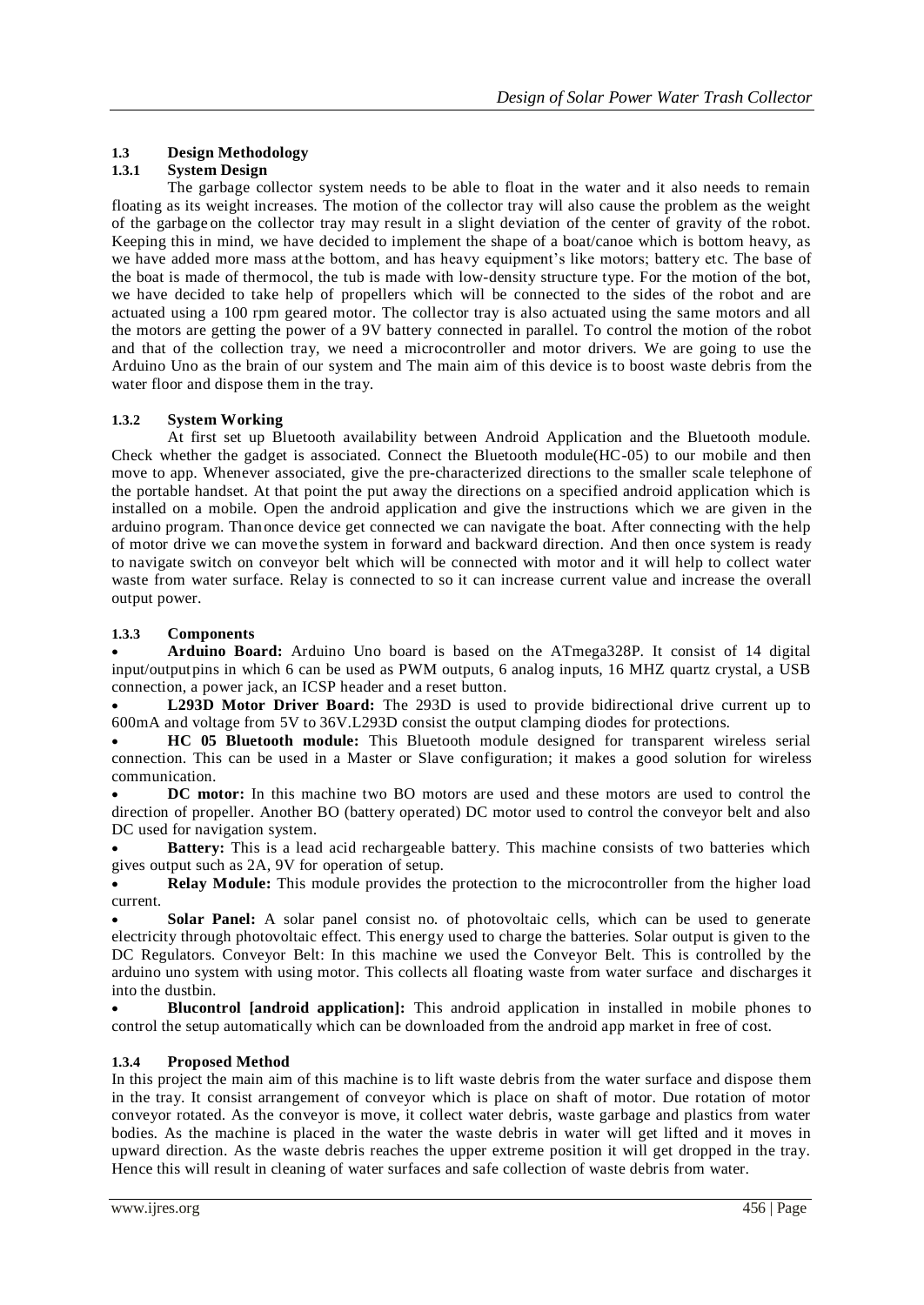### 1.3 Design Methodology

#### 1.3.1 System Design

The garbage collector system needs to be able to float in the water and it also needs to remain floating as its weight increases. The motion of the collector tray will also cause the problem as the weight of the garbage on the collector tray may result in a slight deviation of the center of gravity of the robot. Keeping this in mind, we have decided to implement the shape of a boat/canoe which is bottom heavy, as we have added more mass at the bottom, and has heavy equipment's like motors; battery etc. The base of the boat is made of thermocol, the tub is made with low-density structure type. For the motion of the bot, we have decided to take help of propellers which will be connected to the sides of the robot and are actuated using a 100 rpm geared motor. The collector tray is also actuated using the same motors and all the motors are getting the power of a 9V battery connected in parallel. To control the motion of the robot and that of the collection tray, we need a microcontroller and motor drivers. We are going to use the Arduino Uno as the brain of our system and The main aim of this device is to boost waste debris from the water floor and dispose them in the tray.

#### 1.3.2 System Working

At first set up Bluetooth availability between Android Application and the Bluetooth module. Check whether the gadget is associated. Connect the Bluetooth module(HC-05) to our mobile and then move to app. Whenever associated, give the pre-characterized directions to the smaller scale telephone of the portable handset. At that point the put away the directions on a specified android application which is installed on a mobile. Open the android application and give the instructions which we are given in the arduino program. Than once device get connected we can navigate the boat. After connecting with the help of motor drive we can move the system in forward and backward direction. And then once system is ready to navigate switch on conveyor belt which will be connected with motor and it will help to collect water waste from water surface. Relay is connected to so it can increase current value and increase the overall output power.

#### 1.3.3 Components

- **Arduino Board:** Arduino Uno board is based on the ATmega328P. It consist of 14 digital input/output pins in which 6 can be used as PWM outputs, 6 analog inputs, 16 MHZ quartz crystal, a USB connection, a power jack, an ICSP header and a reset button.
- **L293D Motor Driver Board:** The 293D is used to provide bidirectional drive current up to 600mA and voltage from 5V to 36V.L293D consist the output clamping diodes for protections.
- **HC 05 Bluetooth module:** This Bluetooth module designed for transparent wireless serial connection. This can be used in a Master or Slave configuration; it makes a good solution for wireless communication.
- **DC motor:** In this machine two BO motors are used and these motors are used to control the direction of propeller. Another BO (battery operated) DC motor used to control the conveyor belt and also DC used for navigation system.
- **Battery:** This is a lead acid rechargeable battery. This machine consists of two batteries which gives output such as 2A, 9V for operation of setup.
- **Relay Module:** This module provides the protection to the microcontroller from the higher load current.
- **Solar Panel:** A solar panel consist no. of photovoltaic cells, which can be used to generate electricity through photovoltaic effect. This energy used to charge the batteries. Solar output is given to the DC Regulators. Conveyor Belt: In this machine we used the Conveyor Belt. This is controlled by the arduino uno system with using motor. This collects all floating waste from water surface and discharges it into the dustbin.
- **Blucontrol [android application]:** This android application in installed in mobile phones to control the setup automatically which can be downloaded from the android app market in free of cost.

#### 1.3.4 Proposed Method

In this project the main aim of this machine is to lift waste debris from the water surface and dispose them in the tray. It consist arrangement of conveyor which is place on shaft of motor. Due rotation of motor conveyor rotated. As the conveyor is move, it collect water debris, waste garbage and plastics from water bodies. As the machine is placed in the water the waste debris in water will get lifted and it moves in upward direction. As the waste debris reaches the upper extreme position it will get dropped in the tray. Hence this will result in cleaning of water surfaces and safe collection of waste debris from water.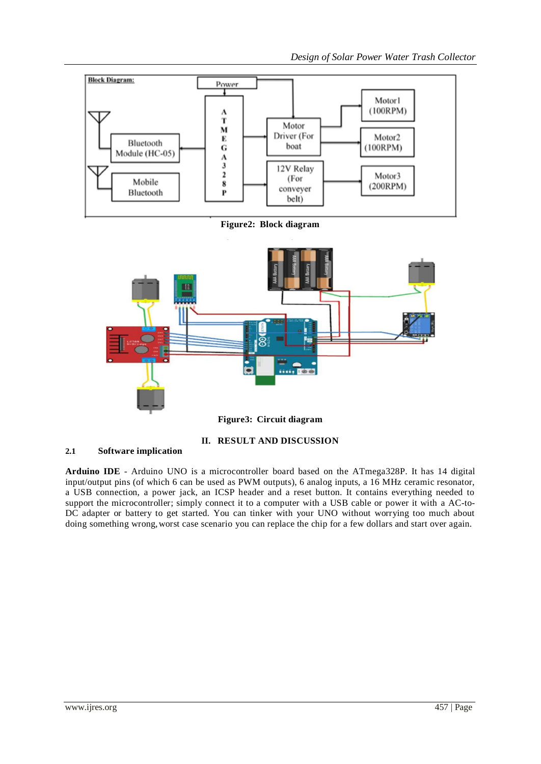Figure2: Block diagram

Figure3: Circuit diagram

## II. RESULT AND DISCUSSION

### 2.1 Software implication

**Arduino IDE** - Arduino UNO is a microcontroller board based on the ATmega328P. It has 14 digital input/output pins (of which 6 can be used as PWM outputs), 6 analog inputs, a 16 MHz ceramic resonator, a USB connection, a power jack, an ICSP header and a reset button. It contains everything needed to support the microcontroller; simply connect it to a computer with a USB cable or power it with a AC-to-DC adapter or battery to get started. You can tinker with your UNO without worrying too much about doing something wrong, worst case scenario you can replace the chip for a few dollars and start over again.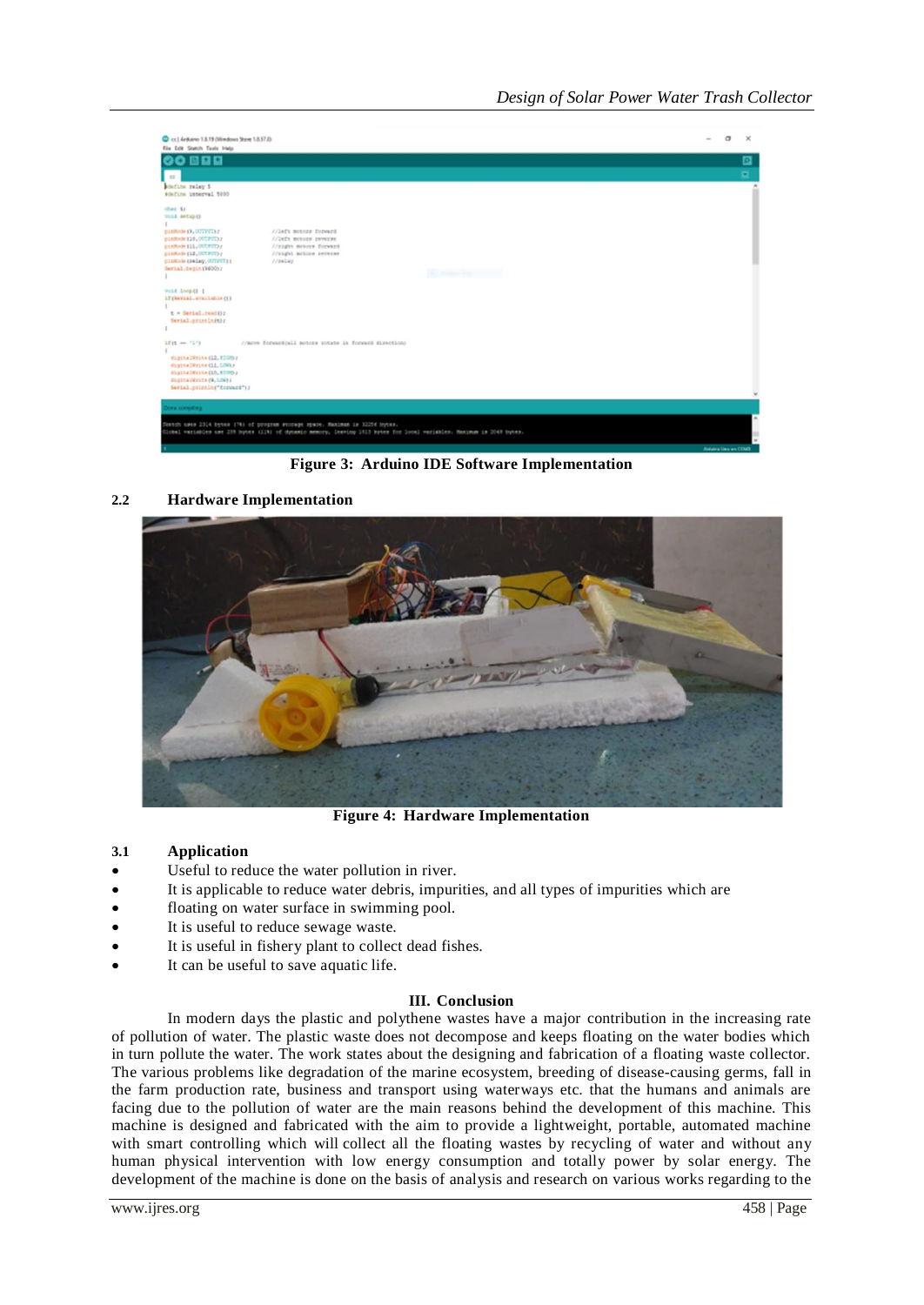Figure 3: Arduino IDE Software Implementation

### 2.2 Hardware Implementation

Figure 4: Hardware Implementation

### 3.1 Application

- Useful to reduce the water pollution in river.
- It is applicable to reduce water debris, impurities, and all types of impurities which are
- floating on water surface in swimming pool.
- It is useful to reduce sewage waste.
- It is useful in fishery plant to collect dead fishes.
- It can be useful to save aquatic life.

## III. Conclusion

In modern days the plastic and polythene wastes have a major contribution in the increasing rate of pollution of water. The plastic waste does not decompose and keeps floating on the water bodies which in turn pollute the water. The work states about the designing and fabrication of a floating waste collector. The various problems like degradation of the marine ecosystem, breeding of disease-causing germs, fall in the farm production rate, business and transport using waterways etc. that the humans and animals are facing due to the pollution of water are the main reasons behind the development of this machine. This machine is designed and fabricated with the aim to provide a lightweight, portable, automated machine with smart controlling which will collect all the floating wastes by recycling of water and without any human physical intervention with low energy consumption and totally power by solar energy. The development of the machine is done on the basis of analysis and research on various works regarding to the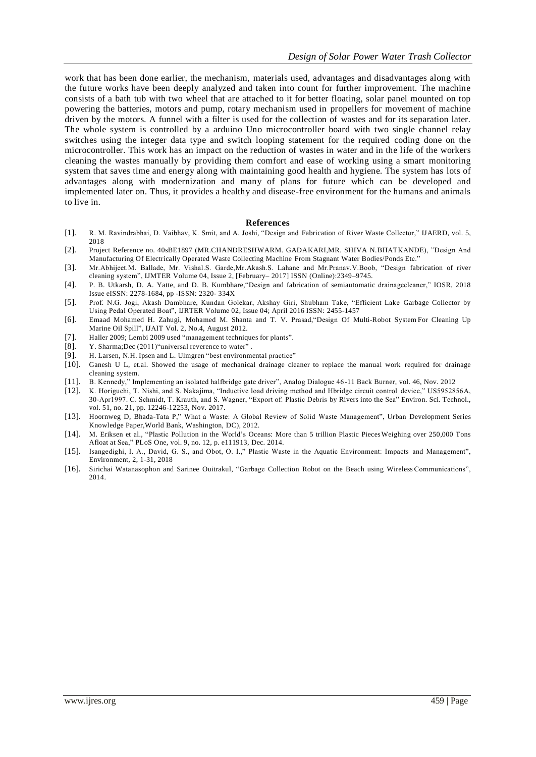work that has been done earlier, the mechanism, materials used, advantages and disadvantages along with the future works have been deeply analyzed and taken into count for further improvement. The machine consists of a bath tub with two wheel that are attached to it for better floating, solar panel mounted on top powering the batteries, motors and pump, rotary mechanism used in propellers for movement of machine driven by the motors. A funnel with a filter is used for the collection of wastes and for its separation later. The whole system is controlled by a arduino Uno microcontroller board with two single channel relay switches using the integer data type and switch looping statement for the required coding done on the microcontroller. This work has an impact on the reduction of wastes in water and in the life of the workers cleaning the wastes manually by providing them comfort and ease of working using a smart monitoring system that saves time and energy along with maintaining good health and hygiene. The system has lots of advantages along with modernization and many of plans for future which can be developed and implemented later on. Thus, it provides a healthy and disease-free environment for the humans and animals to live in.

## References

[1]. R. M. Ravindrabhai, D. Vaibhav, K. Smit, and A. Joshi, "Design and Fabrication of River Waste Collector," IJAERD, vol. 5, 2018

[2]. Project Reference no. 40sBE1897 (MR.CHANDRESHWARM. GADAKARI,MR. SHIVA N.BHATKANDE), "Design And Manufacturing Of Electrically Operated Waste Collecting Machine From Stagnant Water Bodies/Ponds Etc."

[3]. Mr.Abhijeet.M. Ballade, Mr. Vishal.S. Garde,Mr.Akash.S. Lahane and Mr.Pranav.V.Boob, "Design fabrication of river cleaning system", IJMTER Volume 04, Issue 2, [February– 2017] ISSN (Online):2349–9745.

[4]. P. B. Utkarsh, D. A. Yatte, and D. B. Kumbhare,"Design and fabrication of semiautomatic drainagecleaner," IOSR, 2018 Issue eISSN: 2278-1684, pp -ISSN: 2320- 334X

[5]. Prof. N.G. Jogi, Akash Dambhare, Kundan Golekar, Akshay Giri, Shubham Take, "Efficient Lake Garbage Collector by Using Pedal Operated Boat", IJRTER Volume 02, Issue 04; April 2016 ISSN: 2455-1457

[6]. Emaad Mohamed H. Zahugi, Mohamed M. Shanta and T. V. Prasad,"Design Of Multi-Robot System For Cleaning Up Marine Oil Spill", IJAIT Vol. 2, No.4, August 2012.

[7]. Haller 2009; Lembi 2009 used "management techniques for plants".

[8]. Y. Sharma;Dec (2011)"universal reverence to water" .

[9]. H. Larsen, N.H. Ipsen and L. Ulmgren "best environmental practice"

[10]. Ganesh U L, et.al. Showed the usage of mechanical drainage cleaner to replace the manual work required for drainage cleaning system.

[11]. B. Kennedy," Implementing an isolated halfbridge gate driver", Analog Dialogue 46-11 Back Burner, vol. 46, Nov. 2012

[12]. K. Horiguchi, T. Nishi, and S. Nakajima, "Inductive load driving method and Hbridge circuit control device," US5952856A, 30-Apr1997. C. Schmidt, T. Krauth, and S. Wagner, "Export of: Plastic Debris by Rivers into the Sea" Environ. Sci. Technol., vol. 51, no. 21, pp. 12246-12253, Nov. 2017.

[13]. Hoornweg D, Bhada-Tata P," What a Waste: A Global Review of Solid Waste Management", Urban Development Series Knowledge Paper,World Bank, Washington, DC), 2012.

[14]. M. Eriksen et al., "Plastic Pollution in the World's Oceans: More than 5 trillion Plastic Pieces Weighing over 250,000 Tons Afloat at Sea," PLoS One, vol. 9, no. 12, p. e111913, Dec. 2014.

[15]. Isangedighi, I. A., David, G. S., and Obot, O. I.," Plastic Waste in the Aquatic Environment: Impacts and Management", Environment, 2, 1-31, 2018

[16]. Sirichai Watanasophon and Sarinee Ouitrakul, "Garbage Collection Robot on the Beach using Wireless Communications", 2014.